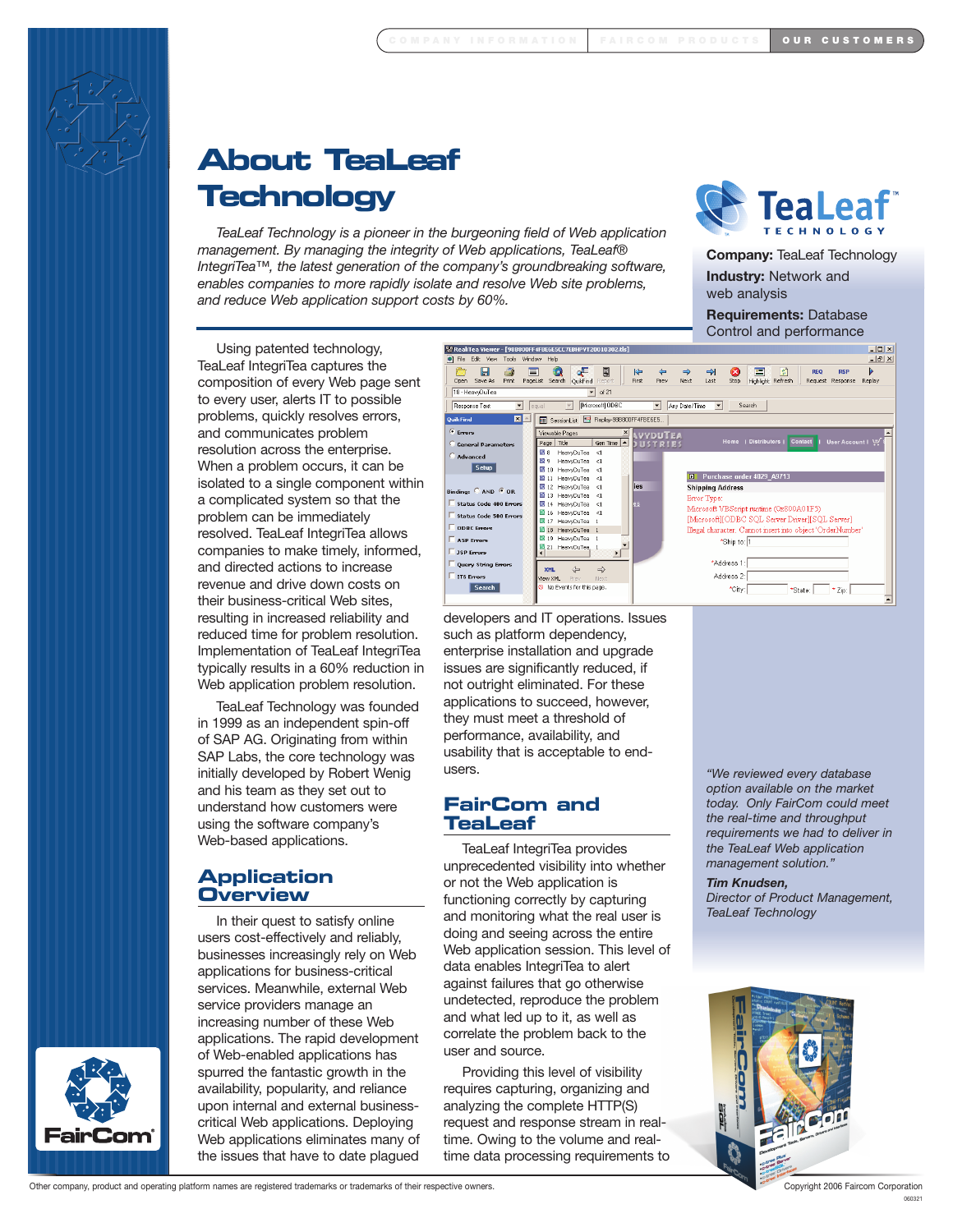# About TeaLeaf Technology

*TeaLeaf Technology is a pioneer in the burgeoning field of Web application management. By managing the integrity of Web applications, TeaLeaf® IntegriTea™, the latest generation of the company's groundbreaking software, enables companies to more rapidly isolate and resolve Web site problems, and reduce Web application support costs by 60%.*

**Company:** TeaLeaf Technology

**Industry:** Network and web analysis

**Requirements:** Database Control and performance

Using patented technology, TeaLeaf IntegriTea captures the composition of every Web page sent to every user, alerts IT to possible problems, quickly resolves errors, and communicates problem resolution across the enterprise. When a problem occurs, it can be isolated to a single component within a complicated system so that the problem can be immediately resolved. TeaLeaf IntegriTea allows companies to make timely, informed, and directed actions to increase revenue and drive down costs on their business-critical Web sites, resulting in increased reliability and reduced time for problem resolution. Implementation of TeaLeaf IntegriTea typically results in a 60% reduction in Web application problem resolution.

TeaLeaf Technology was founded in 1999 as an independent spin-off of SAP AG. Originating from within SAP Labs, the core technology was initially developed by Robert Wenig and his team as they set out to understand how customers were using the software company's Web-based applications.

## Application Overview

In their quest to satisfy online users cost-effectively and reliably, businesses increasingly rely on Web applications for business-critical services. Meanwhile, external Web service providers manage an increasing number of these Web applications. The rapid development of Web-enabled applications has spurred the fantastic growth in the availability, popularity, and reliance upon internal and external business-critical Web applications. Deploying Web applications eliminates many of the issues that have to date plagued developers and IT operations. Issues such as platform dependency, enterprise installation and upgrade issues are significantly reduced, if not outright eliminated. For these applications to succeed, however, they must meet a threshold of performance, availability, and usability that is acceptable to end-users.

## FairCom and TeaLeaf

TeaLeaf IntegriTea provides unprecedented visibility into whether or not the Web application is functioning correctly by capturing and monitoring what the real user is doing and seeing across the entire Web application session. This level of data enables IntegriTea to alert against failures that go otherwise undetected, reproduce the problem and what led up to it, as well as correlate the problem back to the user and source.

Providing this level of visibility requires capturing, organizing and analyzing the complete HTTP(S) request and response stream in real-time. Owing to the volume and real-time data processing requirements to

*"We reviewed every database option available on the market today. Only FairCom could meet the real-time and throughput requirements we had to deliver in the TeaLeaf Web application management solution."*

***Tim Knudsen,***
*Director of Product Management, TeaLeaf Technology*

Other company, product and operating platform names are registered trademarks or trademarks of their respective owners.

Copyright 2006 Faircom Corporation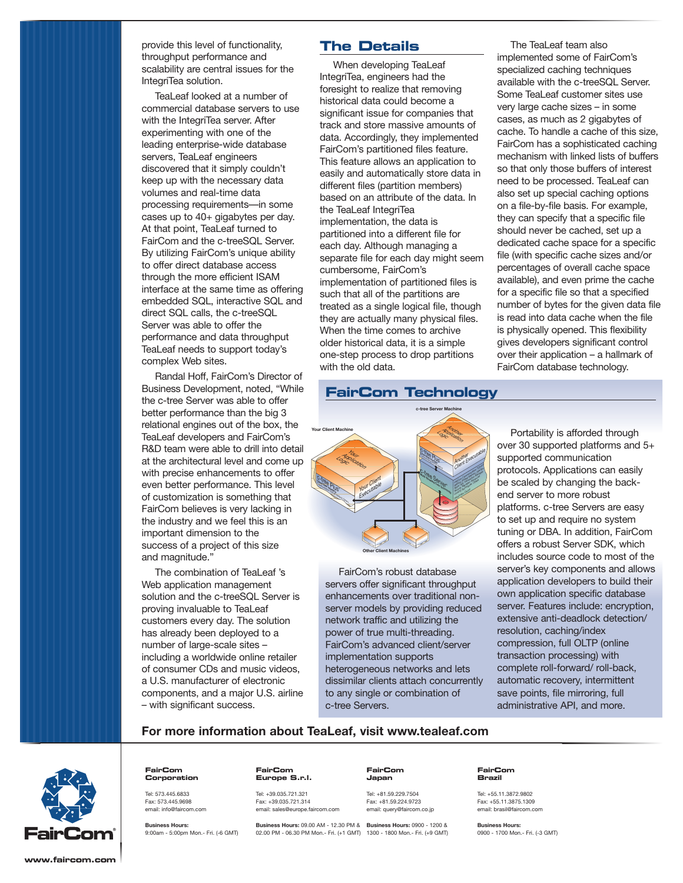provide this level of functionality, throughput performance and scalability are central issues for the IntegriTea solution.

TeaLeaf looked at a number of commercial database servers to use with the IntegriTea server. After experimenting with one of the leading enterprise-wide database servers, TeaLeaf engineers discovered that it simply couldn't keep up with the necessary data volumes and real-time data processing requirements—in some cases up to 40+ gigabytes per day. At that point, TeaLeaf turned to FairCom and the c-treeSQL Server. By utilizing FairCom's unique ability to offer direct database access through the more efficient ISAM interface at the same time as offering embedded SQL, interactive SQL and direct SQL calls, the c-treeSQL Server was able to offer the performance and data throughput TeaLeaf needs to support today's complex Web sites.

Randal Hoff, FairCom's Director of Business Development, noted, "While the c-tree Server was able to offer better performance than the big 3 relational engines out of the box, the TeaLeaf developers and FairCom's R&D team were able to drill into detail at the architectural level and come up with precise enhancements to offer even better performance. This level of customization is something that FairCom believes is very lacking in the industry and we feel this is an important dimension to the success of a project of this size and magnitude."

The combination of TeaLeaf 's Web application management solution and the c-treeSQL Server is proving invaluable to TeaLeaf customers every day. The solution has already been deployed to a number of large-scale sites – including a worldwide online retailer of consumer CDs and music videos, a U.S. manufacturer of electronic components, and a major U.S. airline – with significant success.

## The Details

When developing TeaLeaf IntegriTea, engineers had the foresight to realize that removing historical data could become a significant issue for companies that track and store massive amounts of data. Accordingly, they implemented FairCom's partitioned files feature. This feature allows an application to easily and automatically store data in different files (partition members) based on an attribute of the data. In the TeaLeaf IntegriTea implementation, the data is partitioned into a different file for each day. Although managing a separate file for each day might seem cumbersome, FairCom's implementation of partitioned files is such that all of the partitions are treated as a single logical file, though they are actually many physical files. When the time comes to archive older historical data, it is a simple one-step process to drop partitions with the old data.

The TeaLeaf team also implemented some of FairCom's specialized caching techniques available with the c-treeSQL Server. Some TeaLeaf customer sites use very large cache sizes – in some cases, as much as 2 gigabytes of cache. To handle a cache of this size, FairCom has a sophisticated caching mechanism with linked lists of buffers so that only those buffers of interest need to be processed. TeaLeaf can also set up special caching options on a file-by-file basis. For example, they can specify that a specific file should never be cached, set up a dedicated cache space for a specific file (with specific cache sizes and/or percentages of overall cache space available), and even prime the cache for a specific file so that a specified number of bytes for the given data file is read into data cache when the file is physically opened. This flexibility gives developers significant control over their application – a hallmark of FairCom database technology.

## FairCom Technology

c-tree Server Machine
Your Client Machine
Your Application Logic
c-tree Plus
Your Client Executable
Another Application Logic
c-tree Plus
Another Client Executable
c-tree Server
Other Client Machines

FairCom's robust database servers offer significant throughput enhancements over traditional non-server models by providing reduced network traffic and utilizing the power of true multi-threading. FairCom's advanced client/server implementation supports heterogeneous networks and lets dissimilar clients attach concurrently to any single or combination of c-tree Servers.

Portability is afforded through over 30 supported platforms and 5+ supported communication protocols. Applications can easily be scaled by changing the back-end server to more robust platforms. c-tree Servers are easy to set up and require no system tuning or DBA. In addition, FairCom offers a robust Server SDK, which includes source code to most of the server's key components and allows application developers to build their own application specific database server. Features include: encryption, extensive anti-deadlock detection/ resolution, caching/index compression, full OLTP (online transaction processing) with complete roll-forward/ roll-back, automatic recovery, intermittent save points, file mirroring, full administrative API, and more.

**For more information about TeaLeaf, visit www.tealeaf.com**

FairCom

www.faircom.com

**FairCom Corporation**
Tel: 573.445.6833
Fax: 573.445.9698
email: info@faircom.com
**Business Hours:**
9:00am - 5:00pm Mon.- Fri. (-6 GMT)

**FairCom Europe S.r.l.**
Tel: +39.035.721.321
Fax: +39.035.721.314
email: sales@europe.faircom.com
**Business Hours:** 09.00 AM - 12.30 PM & 02.00 PM - 06.30 PM Mon.- Fri. (+1 GMT)

**FairCom Japan**
Tel: +81.59.229.7504
Fax: +81.59.224.9723
email: query@faircom.co.jp
**Business Hours:** 0900 - 1200 & 1300 - 1800 Mon.- Fri. (+9 GMT)

**FairCom Brazil**
Tel: +55.11.3872.9802
Fax: +55.11.3875.1309
email: brasil@faircom.com
**Business Hours:**
0900 - 1700 Mon.- Fri. (-3 GMT)